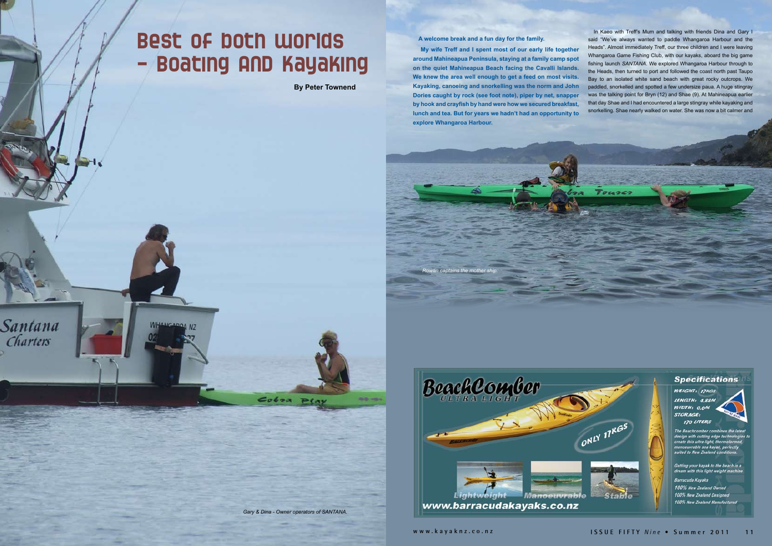# Best of both Worlds - Boating AND Kayaking

**By Peter Townend**

**A welcome break and a fun day for the family.**

**My wife Treff and I spent most of our early life together around Mahineapua Peninsula, staying at a family camp spot on the quiet Mahineapua Beach facing the Cavalli Islands. We knew the area well enough to get a feed on most visits. Kayaking, canoeing and snorkelling was the norm and John Dories caught by rock (see foot note), piper by net, snapper by hook and crayfish by hand were how we secured breakfast, lunch and tea. But for years we hadn't had an opportunity to explore Whangaroa Harbour.**

In Kaeo with Treff's Mum and talking with friends Dina and Gary I said "We've always wanted to paddle Whangaroa Harbour and the Heads". Almost immediately Treff, our three children and I were leaving Whangaroa Game Fishing Club, with our kayaks, aboard the big game fishing launch *SANTANA*. We explored Whangaroa Harbour through to the Heads, then turned to port and followed the coast north past Taupo Bay to an isolated white sand beach with great rocky outcrops. We paddled, snorkelled and spotted a few undersize paua. A huge stingray was the talking point for Bryn (12) and Shae (9). At Mahineapua earlier that day Shae and I had encountered a large stingray while kayaking and snorkelling. Shae nearly walked on water. She was now a bit calmer and

*Rowan captains the mother ship.*

*Gary & Dina - Owner operators of SANTANA.*

**BeachComber ULTRA LIGHT** — ONLY 17KGS

Lightweight — Manoeuvrable — Stable

www.barracudakayaks.co.nz

**Specifications**

WEIGHT: 17KGS
LENGTH: 4.88M
WIDTH: 0.6M
STORAGE: 170 LITERS

The Beachcomber combines the latest design with cutting edge technologies to create this ultra light, thermoformed, manoeuvrable sea kayak, perfectly suited to New Zealand conditions.

Getting your kayak to the beach is a dream with this light weight machine

Barracuda Kayaks
100% New Zealand Owned
100% New Zealand Designed
100% New Zealand Manufactured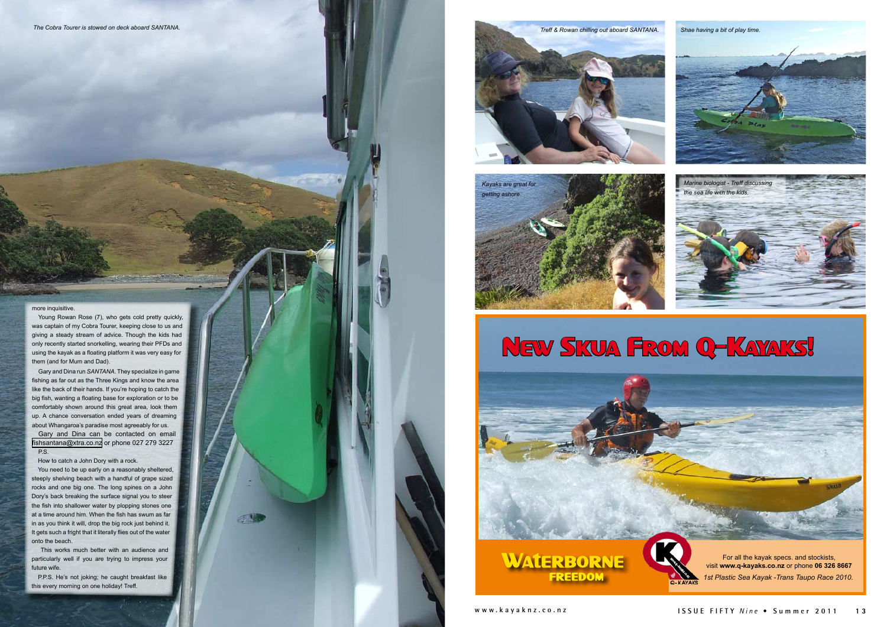*The Cobra Tourer is stowed on deck aboard SANTANA.*

more inquisitive.

Young Rowan Rose (7), who gets cold pretty quickly, was captain of my Cobra Tourer, keeping close to us and giving a steady stream of advice. Though the kids had only recently started snorkelling, wearing their PFDs and using the kayak as a floating platform it was very easy for them (and for Mum and Dad).

Gary and Dina run *SANTANA*. They specialize in game fishing as far out as the Three Kings and know the area like the back of their hands. If you're hoping to catch the big fish, wanting a floating base for exploration or to be comfortably shown around this great area, look them up. A chance conversation ended years of dreaming about Whangaroa's paradise most agreeably for us.

Gary and Dina can be contacted on email fishsantana@xtra.co.nz or phone 027 279 3227

P.S.

How to catch a John Dory with a rock.

You need to be up early on a reasonably sheltered, steeply shelving beach with a handful of grape sized rocks and one big one. The long spines on a John Dory's back breaking the surface signal you to steer the fish into shallower water by plopping stones one at a time around him. When the fish has swum as far in as you think it will, drop the big rock just behind it. It gets such a fright that it literally flies out of the water onto the beach.

This works much better with an audience and particularly well if you are trying to impress your future wife.

P.P.S. He's not joking; he caught breakfast like this every morning on one holiday! Treff.

*Treff & Rowan chilling out aboard SANTANA.*

*Shae having a bit of play time.*

*Kayaks are great for getting ashore.*

*Marine biologist - Treff discussing the sea life with the kids.*

# New Skua From Q-Kayaks!

WATERBORNE FREEDOM

For all the kayak specs. and stockists, visit **www.q-kayaks.co.nz** or phone **06 326 8667**

*1st Plastic Sea Kayak -Trans Taupo Race 2010.*